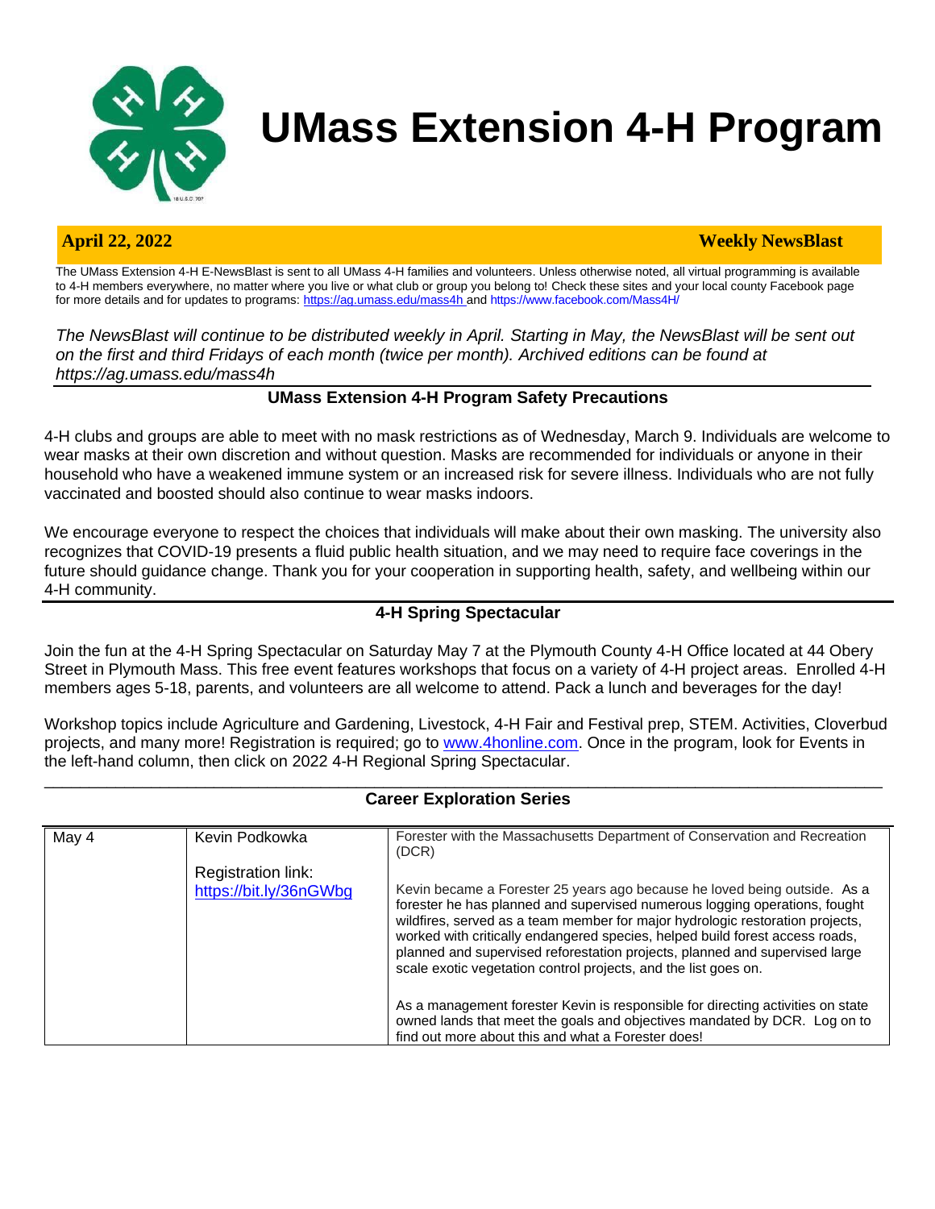# UMass Extension 4-H Program

**April 22, 2022** **Weekly NewsBlast**

The UMass Extension 4-H E-NewsBlast is sent to all UMass 4-H families and volunteers. Unless otherwise noted, all virtual programming is available to 4-H members everywhere, no matter where you live or what club or group you belong to! Check these sites and your local county Facebook page for more details and for updates to programs: https://ag.umass.edu/mass4h and https://www.facebook.com/Mass4H/

*The NewsBlast will continue to be distributed weekly in April. Starting in May, the NewsBlast will be sent out on the first and third Fridays of each month (twice per month). Archived editions can be found at https://ag.umass.edu/mass4h*

## UMass Extension 4-H Program Safety Precautions

4-H clubs and groups are able to meet with no mask restrictions as of Wednesday, March 9. Individuals are welcome to wear masks at their own discretion and without question. Masks are recommended for individuals or anyone in their household who have a weakened immune system or an increased risk for severe illness. Individuals who are not fully vaccinated and boosted should also continue to wear masks indoors.

We encourage everyone to respect the choices that individuals will make about their own masking. The university also recognizes that COVID-19 presents a fluid public health situation, and we may need to require face coverings in the future should guidance change. Thank you for your cooperation in supporting health, safety, and wellbeing within our 4-H community.

## 4-H Spring Spectacular

Join the fun at the 4-H Spring Spectacular on Saturday May 7 at the Plymouth County 4-H Office located at 44 Obery Street in Plymouth Mass. This free event features workshops that focus on a variety of 4-H project areas. Enrolled 4-H members ages 5-18, parents, and volunteers are all welcome to attend. Pack a lunch and beverages for the day!

Workshop topics include Agriculture and Gardening, Livestock, 4-H Fair and Festival prep, STEM. Activities, Cloverbud projects, and many more! Registration is required; go to www.4honline.com. Once in the program, look for Events in the left-hand column, then click on 2022 4-H Regional Spring Spectacular.

## Career Exploration Series

| | | |
|---|---|---|
| May 4 | Kevin Podkowka<br><br>Registration link: https://bit.ly/36nGWbg | Forester with the Massachusetts Department of Conservation and Recreation (DCR)<br><br>Kevin became a Forester 25 years ago because he loved being outside. As a forester he has planned and supervised numerous logging operations, fought wildfires, served as a team member for major hydrologic restoration projects, worked with critically endangered species, helped build forest access roads, planned and supervised reforestation projects, planned and supervised large scale exotic vegetation control projects, and the list goes on.<br><br>As a management forester Kevin is responsible for directing activities on state owned lands that meet the goals and objectives mandated by DCR. Log on to find out more about this and what a Forester does! |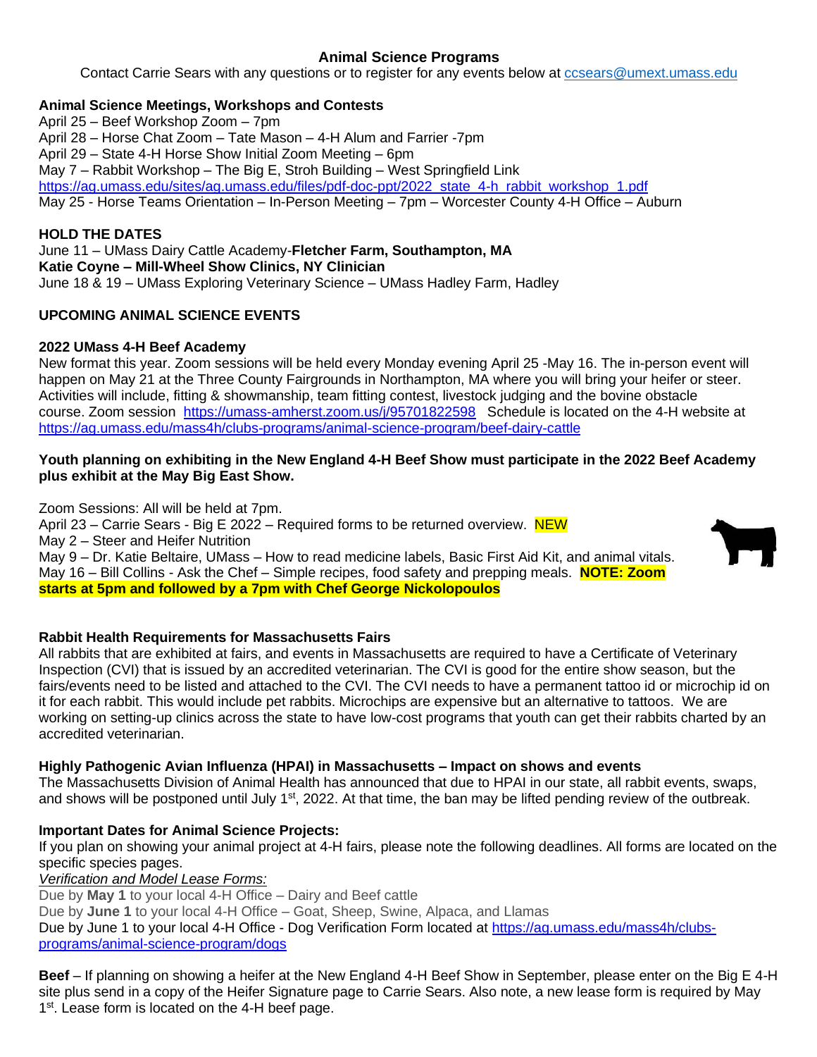## Animal Science Programs

Contact Carrie Sears with any questions or to register for any events below at ccsears@umext.umass.edu

### Animal Science Meetings, Workshops and Contests

April 25 – Beef Workshop Zoom – 7pm
April 28 – Horse Chat Zoom – Tate Mason – 4-H Alum and Farrier -7pm
April 29 – State 4-H Horse Show Initial Zoom Meeting – 6pm
May 7 – Rabbit Workshop – The Big E, Stroh Building – West Springfield Link https://ag.umass.edu/sites/ag.umass.edu/files/pdf-doc-ppt/2022_state_4-h_rabbit_workshop_1.pdf
May 25 - Horse Teams Orientation – In-Person Meeting – 7pm – Worcester County 4-H Office – Auburn

### HOLD THE DATES

June 11 – UMass Dairy Cattle Academy-**Fletcher Farm, Southampton, MA**
**Katie Coyne – Mill-Wheel Show Clinics, NY Clinician**
June 18 & 19 – UMass Exploring Veterinary Science – UMass Hadley Farm, Hadley

### UPCOMING ANIMAL SCIENCE EVENTS

#### 2022 UMass 4-H Beef Academy

New format this year. Zoom sessions will be held every Monday evening April 25 -May 16. The in-person event will happen on May 21 at the Three County Fairgrounds in Northampton, MA where you will bring your heifer or steer. Activities will include, fitting & showmanship, team fitting contest, livestock judging and the bovine obstacle course. Zoom session https://umass-amherst.zoom.us/j/95701822598 Schedule is located on the 4-H website at https://ag.umass.edu/mass4h/clubs-programs/animal-science-program/beef-dairy-cattle

**Youth planning on exhibiting in the New England 4-H Beef Show must participate in the 2022 Beef Academy plus exhibit at the May Big East Show.**

Zoom Sessions: All will be held at 7pm.
April 23 – Carrie Sears - Big E 2022 – Required forms to be returned overview. NEW
May 2 – Steer and Heifer Nutrition
May 9 – Dr. Katie Beltaire, UMass – How to read medicine labels, Basic First Aid Kit, and animal vitals.
May 16 – Bill Collins - Ask the Chef – Simple recipes, food safety and prepping meals. **NOTE: Zoom starts at 5pm and followed by a 7pm with Chef George Nickolopoulos**

#### Rabbit Health Requirements for Massachusetts Fairs

All rabbits that are exhibited at fairs, and events in Massachusetts are required to have a Certificate of Veterinary Inspection (CVI) that is issued by an accredited veterinarian. The CVI is good for the entire show season, but the fairs/events need to be listed and attached to the CVI. The CVI needs to have a permanent tattoo id or microchip id on it for each rabbit. This would include pet rabbits. Microchips are expensive but an alternative to tattoos. We are working on setting-up clinics across the state to have low-cost programs that youth can get their rabbits charted by an accredited veterinarian.

#### Highly Pathogenic Avian Influenza (HPAI) in Massachusetts – Impact on shows and events

The Massachusetts Division of Animal Health has announced that due to HPAI in our state, all rabbit events, swaps, and shows will be postponed until July 1st, 2022. At that time, the ban may be lifted pending review of the outbreak.

#### Important Dates for Animal Science Projects:

If you plan on showing your animal project at 4-H fairs, please note the following deadlines. All forms are located on the specific species pages.

*Verification and Model Lease Forms:*
Due by **May 1** to your local 4-H Office – Dairy and Beef cattle
Due by **June 1** to your local 4-H Office – Goat, Sheep, Swine, Alpaca, and Llamas
Due by June 1 to your local 4-H Office - Dog Verification Form located at https://ag.umass.edu/mass4h/clubs-programs/animal-science-program/dogs

**Beef** – If planning on showing a heifer at the New England 4-H Beef Show in September, please enter on the Big E 4-H site plus send in a copy of the Heifer Signature page to Carrie Sears. Also note, a new lease form is required by May 1st. Lease form is located on the 4-H beef page.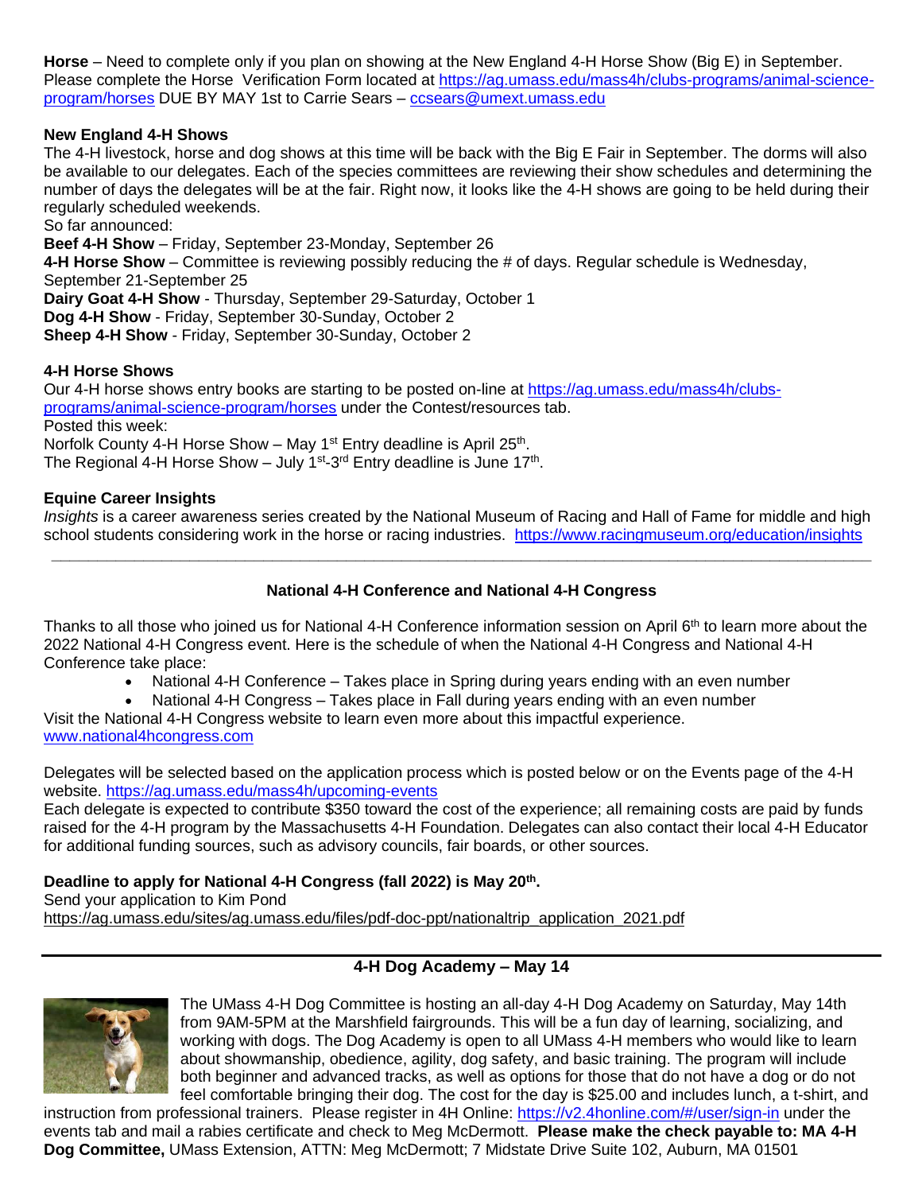**Horse** – Need to complete only if you plan on showing at the New England 4-H Horse Show (Big E) in September. Please complete the Horse Verification Form located at https://ag.umass.edu/mass4h/clubs-programs/animal-science-program/horses DUE BY MAY 1st to Carrie Sears – ccsears@umext.umass.edu

**New England 4-H Shows**

The 4-H livestock, horse and dog shows at this time will be back with the Big E Fair in September. The dorms will also be available to our delegates. Each of the species committees are reviewing their show schedules and determining the number of days the delegates will be at the fair. Right now, it looks like the 4-H shows are going to be held during their regularly scheduled weekends.

So far announced:

**Beef 4-H Show** – Friday, September 23-Monday, September 26

**4-H Horse Show** – Committee is reviewing possibly reducing the # of days. Regular schedule is Wednesday, September 21-September 25

**Dairy Goat 4-H Show** - Thursday, September 29-Saturday, October 1

**Dog 4-H Show** - Friday, September 30-Sunday, October 2

**Sheep 4-H Show** - Friday, September 30-Sunday, October 2

**4-H Horse Shows**

Our 4-H horse shows entry books are starting to be posted on-line at https://ag.umass.edu/mass4h/clubs-programs/animal-science-program/horses under the Contest/resources tab.

Posted this week:

Norfolk County 4-H Horse Show – May 1st Entry deadline is April 25th.

The Regional 4-H Horse Show – July 1st-3rd Entry deadline is June 17th.

**Equine Career Insights**

*Insights* is a career awareness series created by the National Museum of Racing and Hall of Fame for middle and high school students considering work in the horse or racing industries. https://www.racingmuseum.org/education/insights

---

## National 4-H Conference and National 4-H Congress

Thanks to all those who joined us for National 4-H Conference information session on April 6th to learn more about the 2022 National 4-H Congress event. Here is the schedule of when the National 4-H Congress and National 4-H Conference take place:

- National 4-H Conference – Takes place in Spring during years ending with an even number
- National 4-H Congress – Takes place in Fall during years ending with an even number

Visit the National 4-H Congress website to learn even more about this impactful experience. www.national4hcongress.com

Delegates will be selected based on the application process which is posted below or on the Events page of the 4-H website. https://ag.umass.edu/mass4h/upcoming-events

Each delegate is expected to contribute $350 toward the cost of the experience; all remaining costs are paid by funds raised for the 4-H program by the Massachusetts 4-H Foundation. Delegates can also contact their local 4-H Educator for additional funding sources, such as advisory councils, fair boards, or other sources.

**Deadline to apply for National 4-H Congress (fall 2022) is May 20th.**

Send your application to Kim Pond

https://ag.umass.edu/sites/ag.umass.edu/files/pdf-doc-ppt/nationaltrip_application_2021.pdf

---

## 4-H Dog Academy – May 14

The UMass 4-H Dog Committee is hosting an all-day 4-H Dog Academy on Saturday, May 14th from 9AM-5PM at the Marshfield fairgrounds. This will be a fun day of learning, socializing, and working with dogs. The Dog Academy is open to all UMass 4-H members who would like to learn about showmanship, obedience, agility, dog safety, and basic training. The program will include both beginner and advanced tracks, as well as options for those that do not have a dog or do not feel comfortable bringing their dog. The cost for the day is $25.00 and includes lunch, a t-shirt, and instruction from professional trainers. Please register in 4H Online: https://v2.4honline.com/#/user/sign-in under the events tab and mail a rabies certificate and check to Meg McDermott. **Please make the check payable to: MA 4-H Dog Committee,** UMass Extension, ATTN: Meg McDermott; 7 Midstate Drive Suite 102, Auburn, MA 01501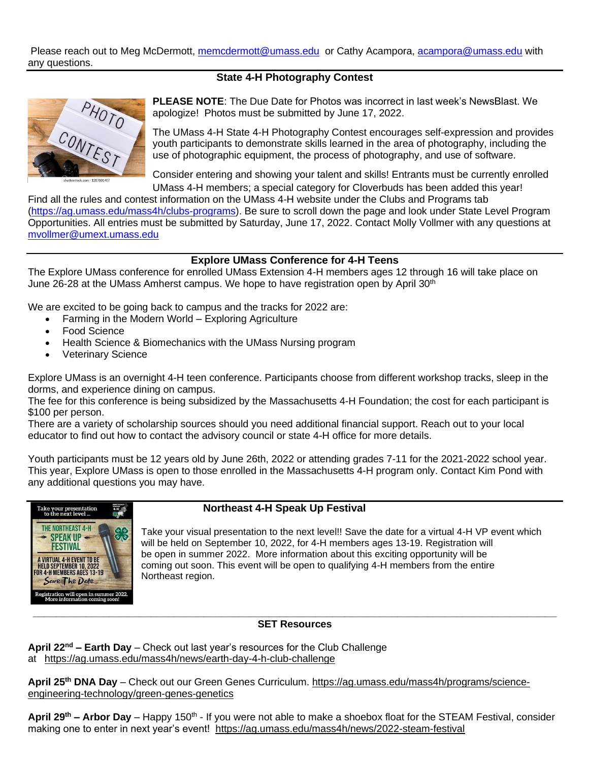Please reach out to Meg McDermott, memcdermott@umass.edu or Cathy Acampora, acampora@umass.edu with any questions.

## State 4-H Photography Contest

**PLEASE NOTE**: The Due Date for Photos was incorrect in last week's NewsBlast. We apologize! Photos must be submitted by June 17, 2022.

The UMass 4-H State 4-H Photography Contest encourages self-expression and provides youth participants to demonstrate skills learned in the area of photography, including the use of photographic equipment, the process of photography, and use of software.

Consider entering and showing your talent and skills! Entrants must be currently enrolled UMass 4-H members; a special category for Cloverbuds has been added this year!

Find all the rules and contest information on the UMass 4-H website under the Clubs and Programs tab (https://ag.umass.edu/mass4h/clubs-programs). Be sure to scroll down the page and look under State Level Program Opportunities. All entries must be submitted by Saturday, June 17, 2022. Contact Molly Vollmer with any questions at mvollmer@umext.umass.edu

## Explore UMass Conference for 4-H Teens

The Explore UMass conference for enrolled UMass Extension 4-H members ages 12 through 16 will take place on June 26-28 at the UMass Amherst campus. We hope to have registration open by April 30th

We are excited to be going back to campus and the tracks for 2022 are:

- Farming in the Modern World – Exploring Agriculture
- Food Science
- Health Science & Biomechanics with the UMass Nursing program
- Veterinary Science

Explore UMass is an overnight 4-H teen conference. Participants choose from different workshop tracks, sleep in the dorms, and experience dining on campus.
The fee for this conference is being subsidized by the Massachusetts 4-H Foundation; the cost for each participant is $100 per person.
There are a variety of scholarship sources should you need additional financial support. Reach out to your local educator to find out how to contact the advisory council or state 4-H office for more details.

Youth participants must be 12 years old by June 26th, 2022 or attending grades 7-11 for the 2021-2022 school year. This year, Explore UMass is open to those enrolled in the Massachusetts 4-H program only. Contact Kim Pond with any additional questions you may have.

## Northeast 4-H Speak Up Festival

Take your visual presentation to the next level!! Save the date for a virtual 4-H VP event which will be held on September 10, 2022, for 4-H members ages 13-19. Registration will be open in summer 2022. More information about this exciting opportunity will be coming out soon. This event will be open to qualifying 4-H members from the entire Northeast region.

## SET Resources

**April 22nd – Earth Day** – Check out last year's resources for the Club Challenge at https://ag.umass.edu/mass4h/news/earth-day-4-h-club-challenge

**April 25th DNA Day** – Check out our Green Genes Curriculum. https://ag.umass.edu/mass4h/programs/science-engineering-technology/green-genes-genetics

**April 29th – Arbor Day** – Happy 150th - If you were not able to make a shoebox float for the STEAM Festival, consider making one to enter in next year's event! https://ag.umass.edu/mass4h/news/2022-steam-festival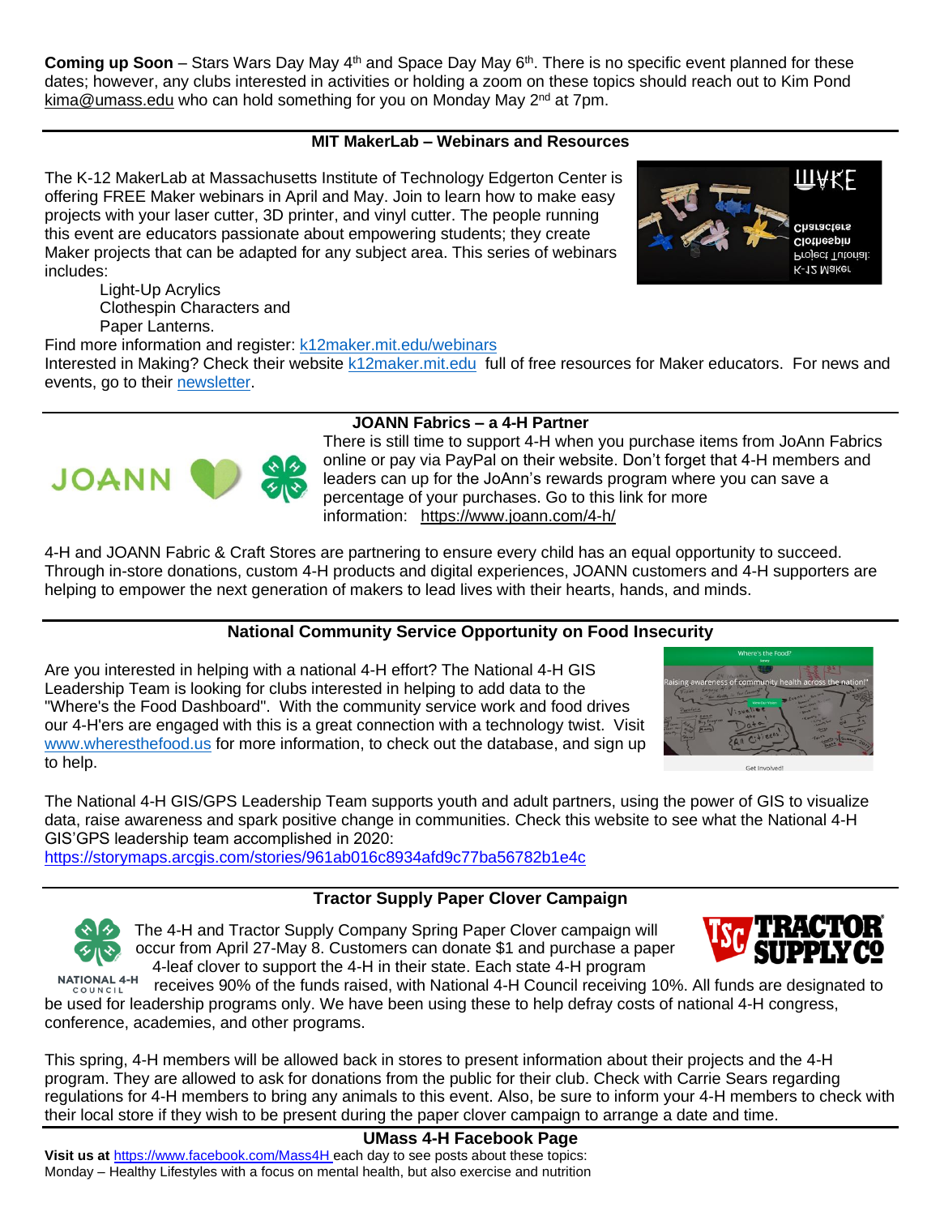**Coming up Soon** – Stars Wars Day May 4th and Space Day May 6th. There is no specific event planned for these dates; however, any clubs interested in activities or holding a zoom on these topics should reach out to Kim Pond kima@umass.edu who can hold something for you on Monday May 2nd at 7pm.

### MIT MakerLab – Webinars and Resources

The K-12 MakerLab at Massachusetts Institute of Technology Edgerton Center is offering FREE Maker webinars in April and May. Join to learn how to make easy projects with your laser cutter, 3D printer, and vinyl cutter. The people running this event are educators passionate about empowering students; they create Maker projects that can be adapted for any subject area. This series of webinars includes:

- Light-Up Acrylics
- Clothespin Characters and
- Paper Lanterns.

Find more information and register: k12maker.mit.edu/webinars
Interested in Making? Check their website k12maker.mit.edu full of free resources for Maker educators. For news and events, go to their newsletter.

### JOANN Fabrics – a 4-H Partner

There is still time to support 4-H when you purchase items from JoAnn Fabrics online or pay via PayPal on their website. Don't forget that 4-H members and leaders can up for the JoAnn's rewards program where you can save a percentage of your purchases. Go to this link for more information: https://www.joann.com/4-h/

4-H and JOANN Fabric & Craft Stores are partnering to ensure every child has an equal opportunity to succeed. Through in-store donations, custom 4-H products and digital experiences, JOANN customers and 4-H supporters are helping to empower the next generation of makers to lead lives with their hearts, hands, and minds.

### National Community Service Opportunity on Food Insecurity

Are you interested in helping with a national 4-H effort? The National 4-H GIS Leadership Team is looking for clubs interested in helping to add data to the "Where's the Food Dashboard". With the community service work and food drives our 4-H'ers are engaged with this is a great connection with a technology twist. Visit www.wheresthefood.us for more information, to check out the database, and sign up to help.

The National 4-H GIS/GPS Leadership Team supports youth and adult partners, using the power of GIS to visualize data, raise awareness and spark positive change in communities. Check this website to see what the National 4-H GIS'GPS leadership team accomplished in 2020:
https://storymaps.arcgis.com/stories/961ab016c8934afd9c77ba56782b1e4c

### Tractor Supply Paper Clover Campaign

The 4-H and Tractor Supply Company Spring Paper Clover campaign will occur from April 27-May 8. Customers can donate $1 and purchase a paper 4-leaf clover to support the 4-H in their state. Each state 4-H program receives 90% of the funds raised, with National 4-H Council receiving 10%. All funds are designated to be used for leadership programs only. We have been using these to help defray costs of national 4-H congress, conference, academies, and other programs.

This spring, 4-H members will be allowed back in stores to present information about their projects and the 4-H program. They are allowed to ask for donations from the public for their club. Check with Carrie Sears regarding regulations for 4-H members to bring any animals to this event. Also, be sure to inform your 4-H members to check with their local store if they wish to be present during the paper clover campaign to arrange a date and time.

### UMass 4-H Facebook Page

**Visit us at** https://www.facebook.com/Mass4H each day to see posts about these topics:
Monday – Healthy Lifestyles with a focus on mental health, but also exercise and nutrition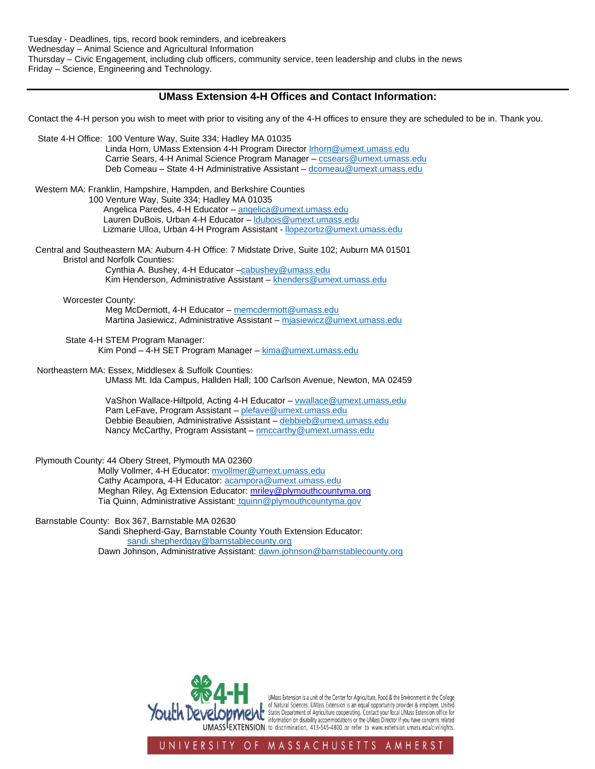Tuesday - Deadlines, tips, record book reminders, and icebreakers
Wednesday – Animal Science and Agricultural Information
Thursday – Civic Engagement, including club officers, community service, teen leadership and clubs in the news
Friday – Science, Engineering and Technology.

---

## UMass Extension 4-H Offices and Contact Information:

Contact the 4-H person you wish to meet with prior to visiting any of the 4-H offices to ensure they are scheduled to be in. Thank you.

State 4-H Office: 100 Venture Way, Suite 334; Hadley MA 01035
Linda Horn, UMass Extension 4-H Program Director lrhorn@umext.umass.edu
Carrie Sears, 4-H Animal Science Program Manager – ccsears@umext.umass.edu
Deb Comeau – State 4-H Administrative Assistant – dcomeau@umext.umass.edu

Western MA: Franklin, Hampshire, Hampden, and Berkshire Counties
100 Venture Way, Suite 334; Hadley MA 01035
Angelica Paredes, 4-H Educator – angelica@umext.umass.edu
Lauren DuBois, Urban 4-H Educator – ldubois@umext.umass.edu
Lizmarie Ulloa, Urban 4-H Program Assistant - llopezortiz@umext.umass.edu

Central and Southeastern MA: Auburn 4-H Office: 7 Midstate Drive, Suite 102; Auburn MA 01501
Bristol and Norfolk Counties:
Cynthia A. Bushey, 4-H Educator –cabushey@umass.edu
Kim Henderson, Administrative Assistant – khenders@umext.umass.edu

Worcester County:
Meg McDermott, 4-H Educator – memcdermott@umass.edu
Martina Jasiewicz, Administrative Assistant – mjasiewicz@umext.umass.edu

State 4-H STEM Program Manager:
Kim Pond – 4-H SET Program Manager – kima@umext.umass.edu

Northeastern MA: Essex, Middlesex & Suffolk Counties:
UMass Mt. Ida Campus, Hallden Hall; 100 Carlson Avenue, Newton, MA 02459

VaShon Wallace-Hiltpold, Acting 4-H Educator – vwallace@umext.umass.edu
Pam LeFave, Program Assistant – plefave@umext.umass.edu
Debbie Beaubien, Administrative Assistant – debbieb@umext.umass.edu
Nancy McCarthy, Program Assistant – nmccarthy@umext.umass.edu

Plymouth County: 44 Obery Street, Plymouth MA 02360
Molly Vollmer, 4-H Educator: mvollmer@umext.umass.edu
Cathy Acampora, 4-H Educator: acampora@umext.umass.edu
Meghan Riley, Ag Extension Educator: mriley@plymouthcountyma.org
Tia Quinn, Administrative Assistant: tquinn@plymouthcountyma.gov

Barnstable County: Box 367, Barnstable MA 02630
Sandi Shepherd-Gay, Barnstable County Youth Extension Educator:
sandi.shepherdgay@barnstablecounty.org
Dawn Johnson, Administrative Assistant: dawn.johnson@barnstablecounty.org

4-H Youth Development UMASS EXTENSION

UMass Extension is a unit of the Center for Agriculture, Food & the Environment in the College of Natural Sciences. UMass Extension is an equal opportunity provider & employer, United States Department of Agriculture cooperating. Contact your local UMass Extension office for information on disability accommodations or the UMass Director if you have concerns related to discrimination, 413-545-4800 or refer to www.extension.umass.edu/civilrights.

UNIVERSITY OF MASSACHUSETTS AMHERST